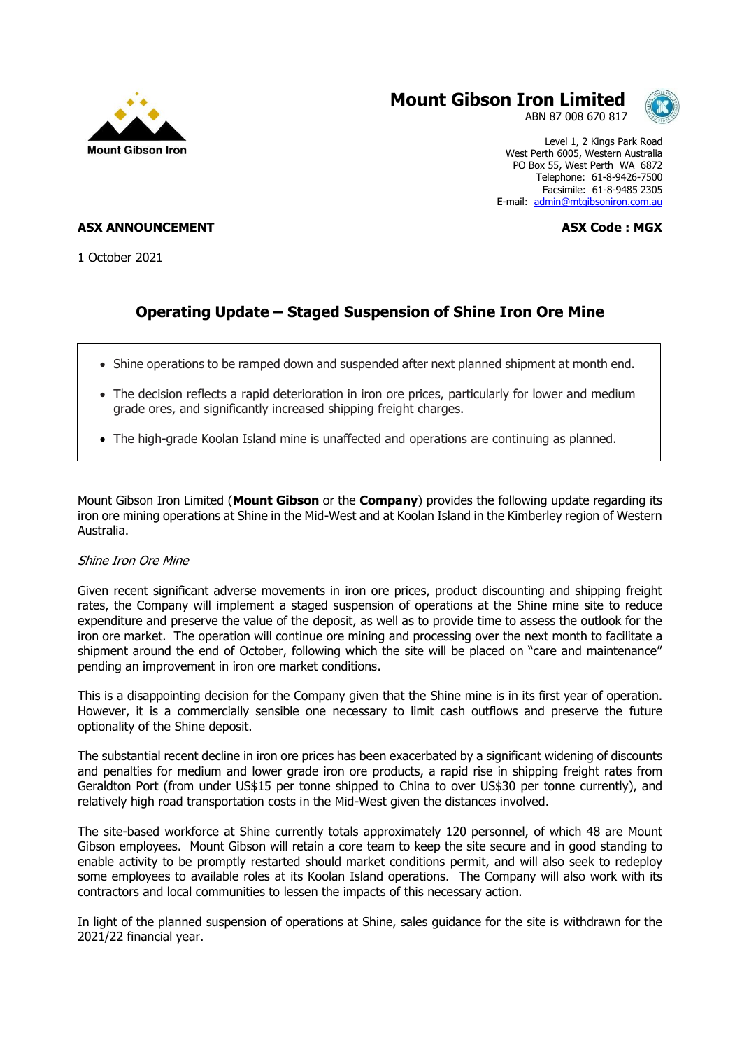Mount Gibson Iron

**Mount Gibson Iron Limited**
ABN 87 008 670 817

Level 1, 2 Kings Park Road
West Perth 6005, Western Australia
PO Box 55, West Perth WA 6872
Telephone: 61-8-9426-7500
Facsimile: 61-8-9485 2305
E-mail: admin@mtgibsoniron.com.au

**ASX ANNOUNCEMENT** **ASX Code : MGX**

1 October 2021

## Operating Update – Staged Suspension of Shine Iron Ore Mine

- Shine operations to be ramped down and suspended after next planned shipment at month end.
- The decision reflects a rapid deterioration in iron ore prices, particularly for lower and medium grade ores, and significantly increased shipping freight charges.
- The high-grade Koolan Island mine is unaffected and operations are continuing as planned.

Mount Gibson Iron Limited (**Mount Gibson** or the **Company**) provides the following update regarding its iron ore mining operations at Shine in the Mid-West and at Koolan Island in the Kimberley region of Western Australia.

*Shine Iron Ore Mine*

Given recent significant adverse movements in iron ore prices, product discounting and shipping freight rates, the Company will implement a staged suspension of operations at the Shine mine site to reduce expenditure and preserve the value of the deposit, as well as to provide time to assess the outlook for the iron ore market. The operation will continue ore mining and processing over the next month to facilitate a shipment around the end of October, following which the site will be placed on "care and maintenance" pending an improvement in iron ore market conditions.

This is a disappointing decision for the Company given that the Shine mine is in its first year of operation. However, it is a commercially sensible one necessary to limit cash outflows and preserve the future optionality of the Shine deposit.

The substantial recent decline in iron ore prices has been exacerbated by a significant widening of discounts and penalties for medium and lower grade iron ore products, a rapid rise in shipping freight rates from Geraldton Port (from under US$15 per tonne shipped to China to over US$30 per tonne currently), and relatively high road transportation costs in the Mid-West given the distances involved.

The site-based workforce at Shine currently totals approximately 120 personnel, of which 48 are Mount Gibson employees. Mount Gibson will retain a core team to keep the site secure and in good standing to enable activity to be promptly restarted should market conditions permit, and will also seek to redeploy some employees to available roles at its Koolan Island operations. The Company will also work with its contractors and local communities to lessen the impacts of this necessary action.

In light of the planned suspension of operations at Shine, sales guidance for the site is withdrawn for the 2021/22 financial year.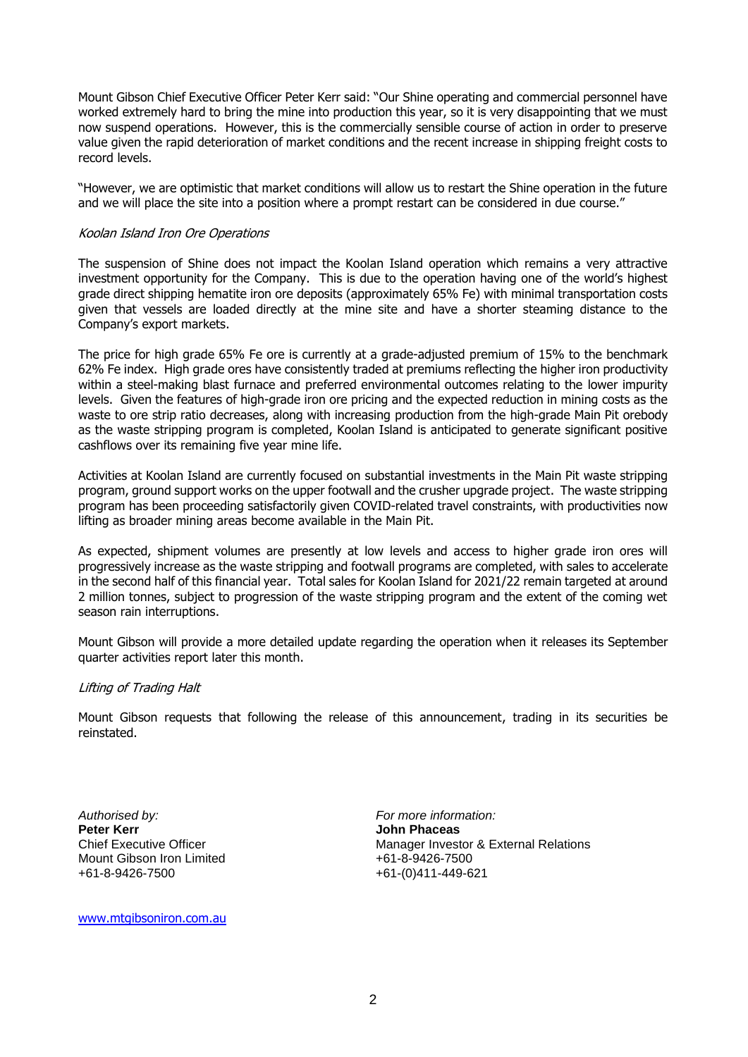Mount Gibson Chief Executive Officer Peter Kerr said: "Our Shine operating and commercial personnel have worked extremely hard to bring the mine into production this year, so it is very disappointing that we must now suspend operations. However, this is the commercially sensible course of action in order to preserve value given the rapid deterioration of market conditions and the recent increase in shipping freight costs to record levels.

"However, we are optimistic that market conditions will allow us to restart the Shine operation in the future and we will place the site into a position where a prompt restart can be considered in due course."

*Koolan Island Iron Ore Operations*

The suspension of Shine does not impact the Koolan Island operation which remains a very attractive investment opportunity for the Company. This is due to the operation having one of the world's highest grade direct shipping hematite iron ore deposits (approximately 65% Fe) with minimal transportation costs given that vessels are loaded directly at the mine site and have a shorter steaming distance to the Company's export markets.

The price for high grade 65% Fe ore is currently at a grade-adjusted premium of 15% to the benchmark 62% Fe index. High grade ores have consistently traded at premiums reflecting the higher iron productivity within a steel-making blast furnace and preferred environmental outcomes relating to the lower impurity levels. Given the features of high-grade iron ore pricing and the expected reduction in mining costs as the waste to ore strip ratio decreases, along with increasing production from the high-grade Main Pit orebody as the waste stripping program is completed, Koolan Island is anticipated to generate significant positive cashflows over its remaining five year mine life.

Activities at Koolan Island are currently focused on substantial investments in the Main Pit waste stripping program, ground support works on the upper footwall and the crusher upgrade project. The waste stripping program has been proceeding satisfactorily given COVID-related travel constraints, with productivities now lifting as broader mining areas become available in the Main Pit.

As expected, shipment volumes are presently at low levels and access to higher grade iron ores will progressively increase as the waste stripping and footwall programs are completed, with sales to accelerate in the second half of this financial year. Total sales for Koolan Island for 2021/22 remain targeted at around 2 million tonnes, subject to progression of the waste stripping program and the extent of the coming wet season rain interruptions.

Mount Gibson will provide a more detailed update regarding the operation when it releases its September quarter activities report later this month.

*Lifting of Trading Halt*

Mount Gibson requests that following the release of this announcement, trading in its securities be reinstated.

*Authorised by:*
**Peter Kerr**
Chief Executive Officer
Mount Gibson Iron Limited
+61-8-9426-7500

*For more information:*
**John Phaceas**
Manager Investor & External Relations
+61-8-9426-7500
+61-(0)411-449-621

www.mtgibsoniron.com.au